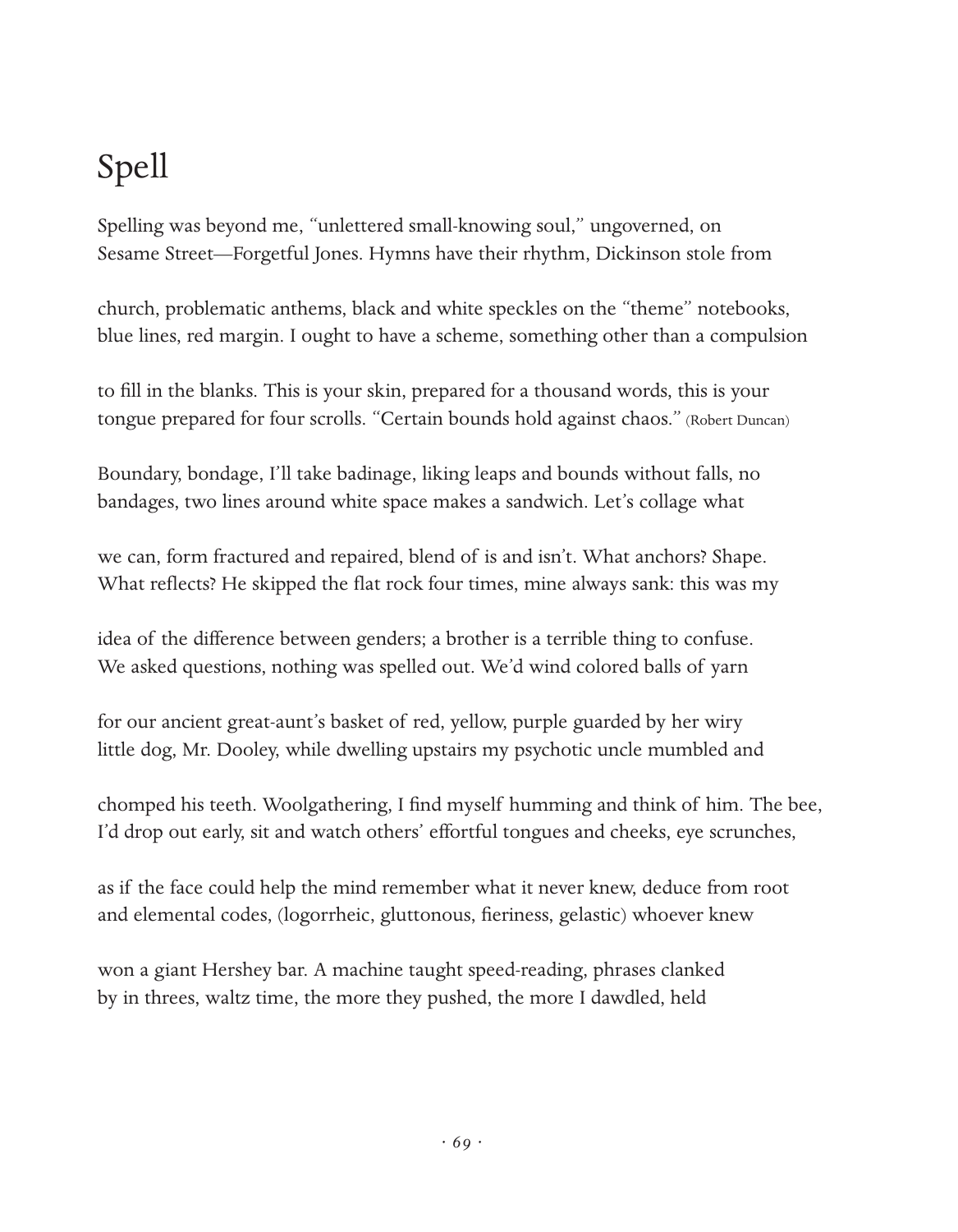# Spell

Spelling was beyond me, "unlettered small-knowing soul," ungoverned, on
Sesame Street—Forgetful Jones. Hymns have their rhythm, Dickinson stole from

church, problematic anthems, black and white speckles on the "theme" notebooks,
blue lines, red margin. I ought to have a scheme, something other than a compulsion

to fill in the blanks. This is your skin, prepared for a thousand words, this is your
tongue prepared for four scrolls. "Certain bounds hold against chaos." (Robert Duncan)

Boundary, bondage, I'll take badinage, liking leaps and bounds without falls, no
bandages, two lines around white space makes a sandwich. Let's collage what

we can, form fractured and repaired, blend of is and isn't. What anchors? Shape.
What reflects? He skipped the flat rock four times, mine always sank: this was my

idea of the difference between genders; a brother is a terrible thing to confuse.
We asked questions, nothing was spelled out. We'd wind colored balls of yarn

for our ancient great-aunt's basket of red, yellow, purple guarded by her wiry
little dog, Mr. Dooley, while dwelling upstairs my psychotic uncle mumbled and

chomped his teeth. Woolgathering, I find myself humming and think of him. The bee,
I'd drop out early, sit and watch others' effortful tongues and cheeks, eye scrunches,

as if the face could help the mind remember what it never knew, deduce from root
and elemental codes, (logorrheic, gluttonous, fieriness, gelastic) whoever knew

won a giant Hershey bar. A machine taught speed-reading, phrases clanked
by in threes, waltz time, the more they pushed, the more I dawdled, held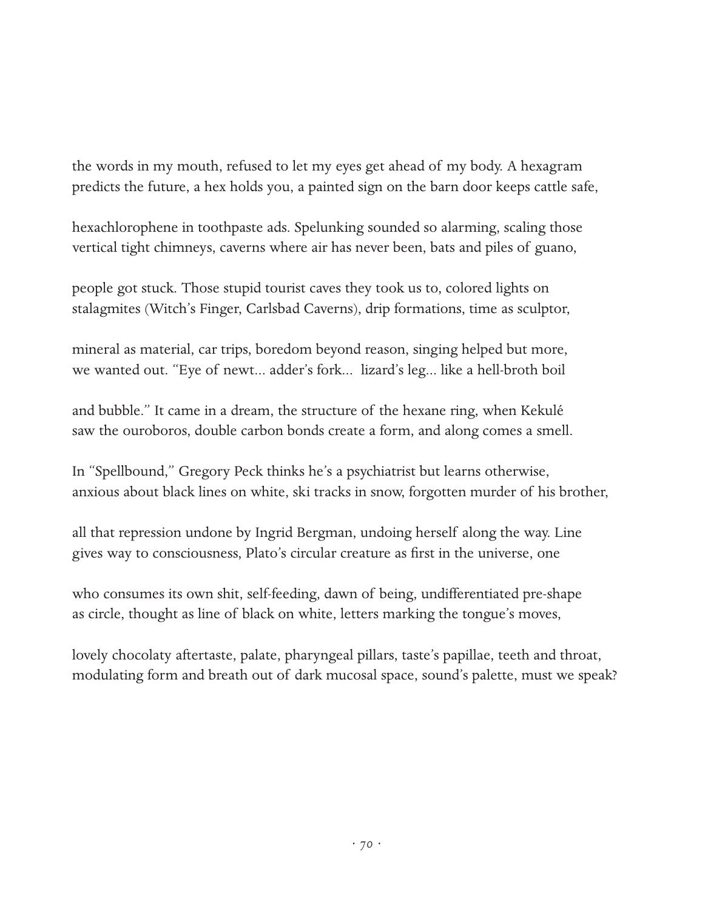the words in my mouth, refused to let my eyes get ahead of my body. A hexagram
predicts the future, a hex holds you, a painted sign on the barn door keeps cattle safe,

hexachlorophene in toothpaste ads. Spelunking sounded so alarming, scaling those
vertical tight chimneys, caverns where air has never been, bats and piles of guano,

people got stuck. Those stupid tourist caves they took us to, colored lights on
stalagmites (Witch's Finger, Carlsbad Caverns), drip formations, time as sculptor,

mineral as material, car trips, boredom beyond reason, singing helped but more,
we wanted out. "Eye of newt... adder's fork... lizard's leg... like a hell-broth boil

and bubble." It came in a dream, the structure of the hexane ring, when Kekulé
saw the ouroboros, double carbon bonds create a form, and along comes a smell.

In "Spellbound," Gregory Peck thinks he's a psychiatrist but learns otherwise,
anxious about black lines on white, ski tracks in snow, forgotten murder of his brother,

all that repression undone by Ingrid Bergman, undoing herself along the way. Line
gives way to consciousness, Plato's circular creature as first in the universe, one

who consumes its own shit, self-feeding, dawn of being, undifferentiated pre-shape
as circle, thought as line of black on white, letters marking the tongue's moves,

lovely chocolaty aftertaste, palate, pharyngeal pillars, taste's papillae, teeth and throat,
modulating form and breath out of dark mucosal space, sound's palette, must we speak?